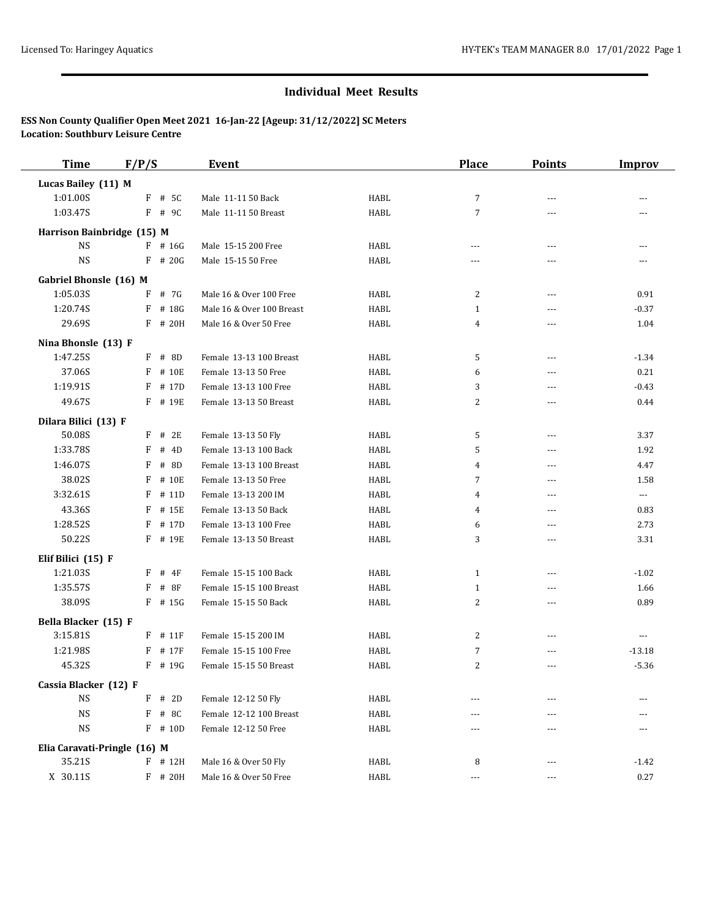## Individual Meet Results

**ESS Non County Qualifier Open Meet 2021 16-Jan-22 [Ageup: 31/12/2022] SC Meters**
**Location: Southbury Leisure Centre**

| Time | F/P/S | Event | | Place | Points | Improv |
|---|---|---|---|---|---|---|
| **Lucas Bailey (11) M** | | | | | | |
| 1:01.00S | F # 5C | Male 11-11 50 Back | HABL | 7 | --- | --- |
| 1:03.47S | F # 9C | Male 11-11 50 Breast | HABL | 7 | --- | --- |
| **Harrison Bainbridge (15) M** | | | | | | |
| NS | F # 16G | Male 15-15 200 Free | HABL | --- | --- | --- |
| NS | F # 20G | Male 15-15 50 Free | HABL | --- | --- | --- |
| **Gabriel Bhonsle (16) M** | | | | | | |
| 1:05.03S | F # 7G | Male 16 & Over 100 Free | HABL | 2 | --- | 0.91 |
| 1:20.74S | F # 18G | Male 16 & Over 100 Breast | HABL | 1 | --- | -0.37 |
| 29.69S | F # 20H | Male 16 & Over 50 Free | HABL | 4 | --- | 1.04 |
| **Nina Bhonsle (13) F** | | | | | | |
| 1:47.25S | F # 8D | Female 13-13 100 Breast | HABL | 5 | --- | -1.34 |
| 37.06S | F # 10E | Female 13-13 50 Free | HABL | 6 | --- | 0.21 |
| 1:19.91S | F # 17D | Female 13-13 100 Free | HABL | 3 | --- | -0.43 |
| 49.67S | F # 19E | Female 13-13 50 Breast | HABL | 2 | --- | 0.44 |
| **Dilara Bilici (13) F** | | | | | | |
| 50.08S | F # 2E | Female 13-13 50 Fly | HABL | 5 | --- | 3.37 |
| 1:33.78S | F # 4D | Female 13-13 100 Back | HABL | 5 | --- | 1.92 |
| 1:46.07S | F # 8D | Female 13-13 100 Breast | HABL | 4 | --- | 4.47 |
| 38.02S | F # 10E | Female 13-13 50 Free | HABL | 7 | --- | 1.58 |
| 3:32.61S | F # 11D | Female 13-13 200 IM | HABL | 4 | --- | --- |
| 43.36S | F # 15E | Female 13-13 50 Back | HABL | 4 | --- | 0.83 |
| 1:28.52S | F # 17D | Female 13-13 100 Free | HABL | 6 | --- | 2.73 |
| 50.22S | F # 19E | Female 13-13 50 Breast | HABL | 3 | --- | 3.31 |
| **Elif Bilici (15) F** | | | | | | |
| 1:21.03S | F # 4F | Female 15-15 100 Back | HABL | 1 | --- | -1.02 |
| 1:35.57S | F # 8F | Female 15-15 100 Breast | HABL | 1 | --- | 1.66 |
| 38.09S | F # 15G | Female 15-15 50 Back | HABL | 2 | --- | 0.89 |
| **Bella Blacker (15) F** | | | | | | |
| 3:15.81S | F # 11F | Female 15-15 200 IM | HABL | 2 | --- | --- |
| 1:21.98S | F # 17F | Female 15-15 100 Free | HABL | 7 | --- | -13.18 |
| 45.32S | F # 19G | Female 15-15 50 Breast | HABL | 2 | --- | -5.36 |
| **Cassia Blacker (12) F** | | | | | | |
| NS | F # 2D | Female 12-12 50 Fly | HABL | --- | --- | --- |
| NS | F # 8C | Female 12-12 100 Breast | HABL | --- | --- | --- |
| NS | F # 10D | Female 12-12 50 Free | HABL | --- | --- | --- |
| **Elia Caravati-Pringle (16) M** | | | | | | |
| 35.21S | F # 12H | Male 16 & Over 50 Fly | HABL | 8 | --- | -1.42 |
| X 30.11S | F # 20H | Male 16 & Over 50 Free | HABL | --- | --- | 0.27 |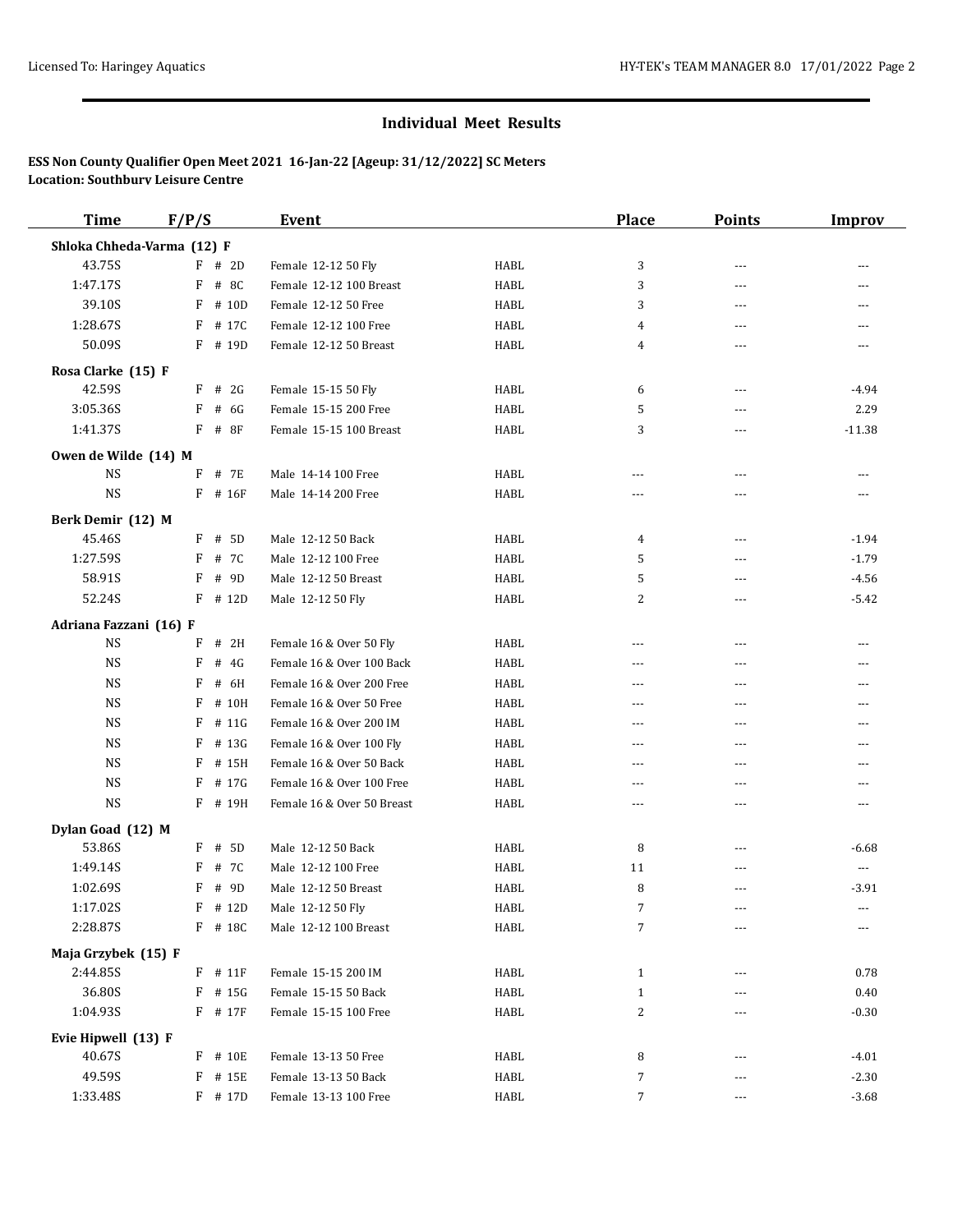## Individual Meet Results

**ESS Non County Qualifier Open Meet 2021 16-Jan-22 [Ageup: 31/12/2022] SC Meters**
**Location: Southbury Leisure Centre**

| Time | F/P/S | Event | | Place | Points | Improv |
|---|---|---|---|---|---|---|
| **Shloka Chheda-Varma (12) F** | | | | | | |
| 43.75S | F # 2D | Female 12-12 50 Fly | HABL | 3 | --- | --- |
| 1:47.17S | F # 8C | Female 12-12 100 Breast | HABL | 3 | --- | --- |
| 39.10S | F # 10D | Female 12-12 50 Free | HABL | 3 | --- | --- |
| 1:28.67S | F # 17C | Female 12-12 100 Free | HABL | 4 | --- | --- |
| 50.09S | F # 19D | Female 12-12 50 Breast | HABL | 4 | --- | --- |
| **Rosa Clarke (15) F** | | | | | | |
| 42.59S | F # 2G | Female 15-15 50 Fly | HABL | 6 | --- | -4.94 |
| 3:05.36S | F # 6G | Female 15-15 200 Free | HABL | 5 | --- | 2.29 |
| 1:41.37S | F # 8F | Female 15-15 100 Breast | HABL | 3 | --- | -11.38 |
| **Owen de Wilde (14) M** | | | | | | |
| NS | F # 7E | Male 14-14 100 Free | HABL | --- | --- | --- |
| NS | F # 16F | Male 14-14 200 Free | HABL | --- | --- | --- |
| **Berk Demir (12) M** | | | | | | |
| 45.46S | F # 5D | Male 12-12 50 Back | HABL | 4 | --- | -1.94 |
| 1:27.59S | F # 7C | Male 12-12 100 Free | HABL | 5 | --- | -1.79 |
| 58.91S | F # 9D | Male 12-12 50 Breast | HABL | 5 | --- | -4.56 |
| 52.24S | F # 12D | Male 12-12 50 Fly | HABL | 2 | --- | -5.42 |
| **Adriana Fazzani (16) F** | | | | | | |
| NS | F # 2H | Female 16 & Over 50 Fly | HABL | --- | --- | --- |
| NS | F # 4G | Female 16 & Over 100 Back | HABL | --- | --- | --- |
| NS | F # 6H | Female 16 & Over 200 Free | HABL | --- | --- | --- |
| NS | F # 10H | Female 16 & Over 50 Free | HABL | --- | --- | --- |
| NS | F # 11G | Female 16 & Over 200 IM | HABL | --- | --- | --- |
| NS | F # 13G | Female 16 & Over 100 Fly | HABL | --- | --- | --- |
| NS | F # 15H | Female 16 & Over 50 Back | HABL | --- | --- | --- |
| NS | F # 17G | Female 16 & Over 100 Free | HABL | --- | --- | --- |
| NS | F # 19H | Female 16 & Over 50 Breast | HABL | --- | --- | --- |
| **Dylan Goad (12) M** | | | | | | |
| 53.86S | F # 5D | Male 12-12 50 Back | HABL | 8 | --- | -6.68 |
| 1:49.14S | F # 7C | Male 12-12 100 Free | HABL | 11 | --- | --- |
| 1:02.69S | F # 9D | Male 12-12 50 Breast | HABL | 8 | --- | -3.91 |
| 1:17.02S | F # 12D | Male 12-12 50 Fly | HABL | 7 | --- | --- |
| 2:28.87S | F # 18C | Male 12-12 100 Breast | HABL | 7 | --- | --- |
| **Maja Grzybek (15) F** | | | | | | |
| 2:44.85S | F # 11F | Female 15-15 200 IM | HABL | 1 | --- | 0.78 |
| 36.80S | F # 15G | Female 15-15 50 Back | HABL | 1 | --- | 0.40 |
| 1:04.93S | F # 17F | Female 15-15 100 Free | HABL | 2 | --- | -0.30 |
| **Evie Hipwell (13) F** | | | | | | |
| 40.67S | F # 10E | Female 13-13 50 Free | HABL | 8 | --- | -4.01 |
| 49.59S | F # 15E | Female 13-13 50 Back | HABL | 7 | --- | -2.30 |
| 1:33.48S | F # 17D | Female 13-13 100 Free | HABL | 7 | --- | -3.68 |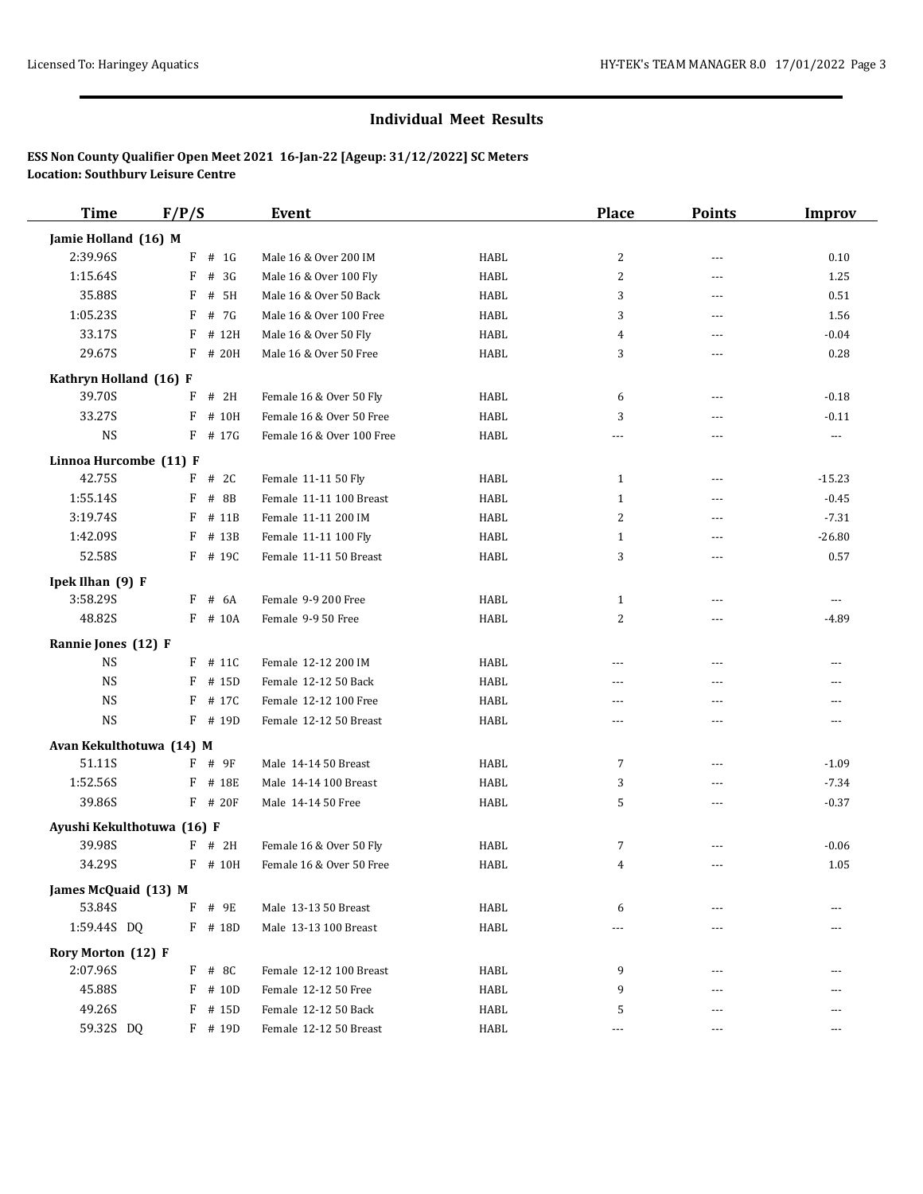## Individual Meet Results

**ESS Non County Qualifier Open Meet 2021 16-Jan-22 [Ageup: 31/12/2022] SC Meters**
**Location: Southbury Leisure Centre**

| Time | F/P/S | Event | | Place | Points | Improv |
|---|---|---|---|---|---|---|
| **Jamie Holland (16) M** | | | | | | |
| 2:39.96S | F # 1G | Male 16 & Over 200 IM | HABL | 2 | --- | 0.10 |
| 1:15.64S | F # 3G | Male 16 & Over 100 Fly | HABL | 2 | --- | 1.25 |
| 35.88S | F # 5H | Male 16 & Over 50 Back | HABL | 3 | --- | 0.51 |
| 1:05.23S | F # 7G | Male 16 & Over 100 Free | HABL | 3 | --- | 1.56 |
| 33.17S | F # 12H | Male 16 & Over 50 Fly | HABL | 4 | --- | -0.04 |
| 29.67S | F # 20H | Male 16 & Over 50 Free | HABL | 3 | --- | 0.28 |
| **Kathryn Holland (16) F** | | | | | | |
| 39.70S | F # 2H | Female 16 & Over 50 Fly | HABL | 6 | --- | -0.18 |
| 33.27S | F # 10H | Female 16 & Over 50 Free | HABL | 3 | --- | -0.11 |
| NS | F # 17G | Female 16 & Over 100 Free | HABL | --- | --- | --- |
| **Linnoa Hurcombe (11) F** | | | | | | |
| 42.75S | F # 2C | Female 11-11 50 Fly | HABL | 1 | --- | -15.23 |
| 1:55.14S | F # 8B | Female 11-11 100 Breast | HABL | 1 | --- | -0.45 |
| 3:19.74S | F # 11B | Female 11-11 200 IM | HABL | 2 | --- | -7.31 |
| 1:42.09S | F # 13B | Female 11-11 100 Fly | HABL | 1 | --- | -26.80 |
| 52.58S | F # 19C | Female 11-11 50 Breast | HABL | 3 | --- | 0.57 |
| **Ipek Ilhan (9) F** | | | | | | |
| 3:58.29S | F # 6A | Female 9-9 200 Free | HABL | 1 | --- | --- |
| 48.82S | F # 10A | Female 9-9 50 Free | HABL | 2 | --- | -4.89 |
| **Rannie Jones (12) F** | | | | | | |
| NS | F # 11C | Female 12-12 200 IM | HABL | --- | --- | --- |
| NS | F # 15D | Female 12-12 50 Back | HABL | --- | --- | --- |
| NS | F # 17C | Female 12-12 100 Free | HABL | --- | --- | --- |
| NS | F # 19D | Female 12-12 50 Breast | HABL | --- | --- | --- |
| **Avan Kekulthotuwa (14) M** | | | | | | |
| 51.11S | F # 9F | Male 14-14 50 Breast | HABL | 7 | --- | -1.09 |
| 1:52.56S | F # 18E | Male 14-14 100 Breast | HABL | 3 | --- | -7.34 |
| 39.86S | F # 20F | Male 14-14 50 Free | HABL | 5 | --- | -0.37 |
| **Ayushi Kekulthotuwa (16) F** | | | | | | |
| 39.98S | F # 2H | Female 16 & Over 50 Fly | HABL | 7 | --- | -0.06 |
| 34.29S | F # 10H | Female 16 & Over 50 Free | HABL | 4 | --- | 1.05 |
| **James McQuaid (13) M** | | | | | | |
| 53.84S | F # 9E | Male 13-13 50 Breast | HABL | 6 | --- | --- |
| 1:59.44S DQ | F # 18D | Male 13-13 100 Breast | HABL | --- | --- | --- |
| **Rory Morton (12) F** | | | | | | |
| 2:07.96S | F # 8C | Female 12-12 100 Breast | HABL | 9 | --- | --- |
| 45.88S | F # 10D | Female 12-12 50 Free | HABL | 9 | --- | --- |
| 49.26S | F # 15D | Female 12-12 50 Back | HABL | 5 | --- | --- |
| 59.32S DQ | F # 19D | Female 12-12 50 Breast | HABL | --- | --- | --- |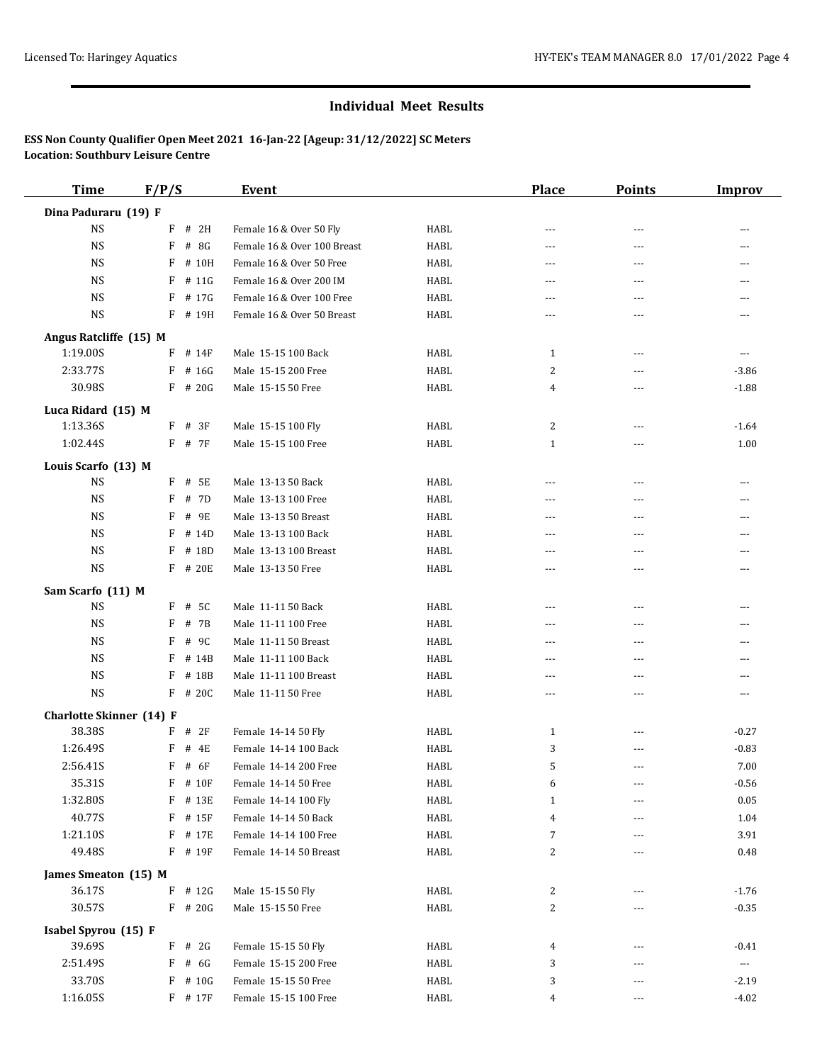## Individual Meet Results

**ESS Non County Qualifier Open Meet 2021 16-Jan-22 [Ageup: 31/12/2022] SC Meters**
**Location: Southbury Leisure Centre**

| Time | F/P/S | Event | | Place | Points | Improv |
|---|---|---|---|---|---|---|
| **Dina Paduraru (19) F** | | | | | | |
| NS | F # 2H | Female 16 & Over 50 Fly | HABL | --- | --- | --- |
| NS | F # 8G | Female 16 & Over 100 Breast | HABL | --- | --- | --- |
| NS | F # 10H | Female 16 & Over 50 Free | HABL | --- | --- | --- |
| NS | F # 11G | Female 16 & Over 200 IM | HABL | --- | --- | --- |
| NS | F # 17G | Female 16 & Over 100 Free | HABL | --- | --- | --- |
| NS | F # 19H | Female 16 & Over 50 Breast | HABL | --- | --- | --- |
| **Angus Ratcliffe (15) M** | | | | | | |
| 1:19.00S | F # 14F | Male 15-15 100 Back | HABL | 1 | --- | --- |
| 2:33.77S | F # 16G | Male 15-15 200 Free | HABL | 2 | --- | -3.86 |
| 30.98S | F # 20G | Male 15-15 50 Free | HABL | 4 | --- | -1.88 |
| **Luca Ridard (15) M** | | | | | | |
| 1:13.36S | F # 3F | Male 15-15 100 Fly | HABL | 2 | --- | -1.64 |
| 1:02.44S | F # 7F | Male 15-15 100 Free | HABL | 1 | --- | 1.00 |
| **Louis Scarfo (13) M** | | | | | | |
| NS | F # 5E | Male 13-13 50 Back | HABL | --- | --- | --- |
| NS | F # 7D | Male 13-13 100 Free | HABL | --- | --- | --- |
| NS | F # 9E | Male 13-13 50 Breast | HABL | --- | --- | --- |
| NS | F # 14D | Male 13-13 100 Back | HABL | --- | --- | --- |
| NS | F # 18D | Male 13-13 100 Breast | HABL | --- | --- | --- |
| NS | F # 20E | Male 13-13 50 Free | HABL | --- | --- | --- |
| **Sam Scarfo (11) M** | | | | | | |
| NS | F # 5C | Male 11-11 50 Back | HABL | --- | --- | --- |
| NS | F # 7B | Male 11-11 100 Free | HABL | --- | --- | --- |
| NS | F # 9C | Male 11-11 50 Breast | HABL | --- | --- | --- |
| NS | F # 14B | Male 11-11 100 Back | HABL | --- | --- | --- |
| NS | F # 18B | Male 11-11 100 Breast | HABL | --- | --- | --- |
| NS | F # 20C | Male 11-11 50 Free | HABL | --- | --- | --- |
| **Charlotte Skinner (14) F** | | | | | | |
| 38.38S | F # 2F | Female 14-14 50 Fly | HABL | 1 | --- | -0.27 |
| 1:26.49S | F # 4E | Female 14-14 100 Back | HABL | 3 | --- | -0.83 |
| 2:56.41S | F # 6F | Female 14-14 200 Free | HABL | 5 | --- | 7.00 |
| 35.31S | F # 10F | Female 14-14 50 Free | HABL | 6 | --- | -0.56 |
| 1:32.80S | F # 13E | Female 14-14 100 Fly | HABL | 1 | --- | 0.05 |
| 40.77S | F # 15F | Female 14-14 50 Back | HABL | 4 | --- | 1.04 |
| 1:21.10S | F # 17E | Female 14-14 100 Free | HABL | 7 | --- | 3.91 |
| 49.48S | F # 19F | Female 14-14 50 Breast | HABL | 2 | --- | 0.48 |
| **James Smeaton (15) M** | | | | | | |
| 36.17S | F # 12G | Male 15-15 50 Fly | HABL | 2 | --- | -1.76 |
| 30.57S | F # 20G | Male 15-15 50 Free | HABL | 2 | --- | -0.35 |
| **Isabel Spyrou (15) F** | | | | | | |
| 39.69S | F # 2G | Female 15-15 50 Fly | HABL | 4 | --- | -0.41 |
| 2:51.49S | F # 6G | Female 15-15 200 Free | HABL | 3 | --- | --- |
| 33.70S | F # 10G | Female 15-15 50 Free | HABL | 3 | --- | -2.19 |
| 1:16.05S | F # 17F | Female 15-15 100 Free | HABL | 4 | --- | -4.02 |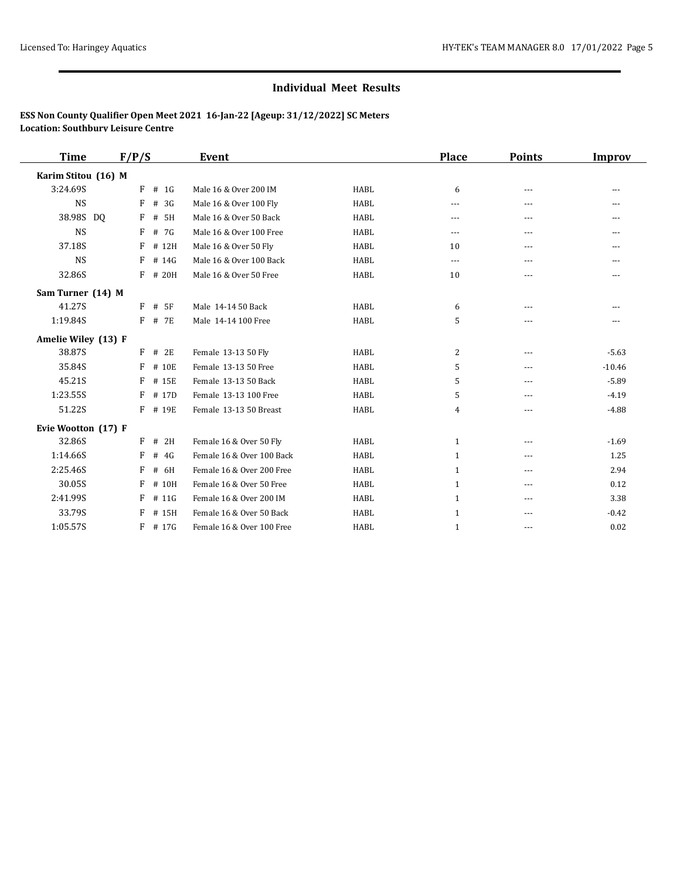## Individual Meet Results

**ESS Non County Qualifier Open Meet 2021 16-Jan-22 [Ageup: 31/12/2022] SC Meters**
**Location: Southbury Leisure Centre**

| Time | F/P/S | Event | | Place | Points | Improv |
|---|---|---|---|---|---|---|
| **Karim Stitou (16) M** | | | | | | |
| 3:24.69S | F # 1G | Male 16 & Over 200 IM | HABL | 6 | --- | --- |
| NS | F # 3G | Male 16 & Over 100 Fly | HABL | --- | --- | --- |
| 38.98S DQ | F # 5H | Male 16 & Over 50 Back | HABL | --- | --- | --- |
| NS | F # 7G | Male 16 & Over 100 Free | HABL | --- | --- | --- |
| 37.18S | F # 12H | Male 16 & Over 50 Fly | HABL | 10 | --- | --- |
| NS | F # 14G | Male 16 & Over 100 Back | HABL | --- | --- | --- |
| 32.86S | F # 20H | Male 16 & Over 50 Free | HABL | 10 | --- | --- |
| **Sam Turner (14) M** | | | | | | |
| 41.27S | F # 5F | Male 14-14 50 Back | HABL | 6 | --- | --- |
| 1:19.84S | F # 7E | Male 14-14 100 Free | HABL | 5 | --- | --- |
| **Amelie Wiley (13) F** | | | | | | |
| 38.87S | F # 2E | Female 13-13 50 Fly | HABL | 2 | --- | -5.63 |
| 35.84S | F # 10E | Female 13-13 50 Free | HABL | 5 | --- | -10.46 |
| 45.21S | F # 15E | Female 13-13 50 Back | HABL | 5 | --- | -5.89 |
| 1:23.55S | F # 17D | Female 13-13 100 Free | HABL | 5 | --- | -4.19 |
| 51.22S | F # 19E | Female 13-13 50 Breast | HABL | 4 | --- | -4.88 |
| **Evie Wootton (17) F** | | | | | | |
| 32.86S | F # 2H | Female 16 & Over 50 Fly | HABL | 1 | --- | -1.69 |
| 1:14.66S | F # 4G | Female 16 & Over 100 Back | HABL | 1 | --- | 1.25 |
| 2:25.46S | F # 6H | Female 16 & Over 200 Free | HABL | 1 | --- | 2.94 |
| 30.05S | F # 10H | Female 16 & Over 50 Free | HABL | 1 | --- | 0.12 |
| 2:41.99S | F # 11G | Female 16 & Over 200 IM | HABL | 1 | --- | 3.38 |
| 33.79S | F # 15H | Female 16 & Over 50 Back | HABL | 1 | --- | -0.42 |
| 1:05.57S | F # 17G | Female 16 & Over 100 Free | HABL | 1 | --- | 0.02 |